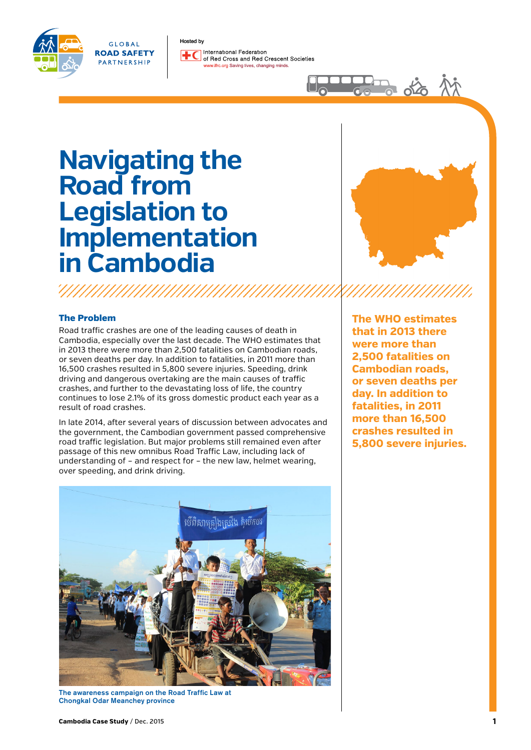GLOBAL ROAD SAFETY PARTNERSHIP

Hosted by International Federation of Red Cross and Red Crescent Societies
www.ifrc.org Saving lives, changing minds.

# Navigating the Road from Legislation to Implementation in Cambodia

### The Problem

Road traffic crashes are one of the leading causes of death in Cambodia, especially over the last decade. The WHO estimates that in 2013 there were more than 2,500 fatalities on Cambodian roads, or seven deaths per day. In addition to fatalities, in 2011 more than 16,500 crashes resulted in 5,800 severe injuries. Speeding, drink driving and dangerous overtaking are the main causes of traffic crashes, and further to the devastating loss of life, the country continues to lose 2.1% of its gross domestic product each year as a result of road crashes.

In late 2014, after several years of discussion between advocates and the government, the Cambodian government passed comprehensive road traffic legislation. But major problems still remained even after passage of this new omnibus Road Traffic Law, including lack of understanding of – and respect for – the new law, helmet wearing, over speeding, and drink driving.

The awareness campaign on the Road Traffic Law at Chongkal Odar Meanchey province

**The WHO estimates that in 2013 there were more than 2,500 fatalities on Cambodian roads, or seven deaths per day. In addition to fatalities, in 2011 more than 16,500 crashes resulted in 5,800 severe injuries.**

**Cambodia Case Study** / Dec. 2015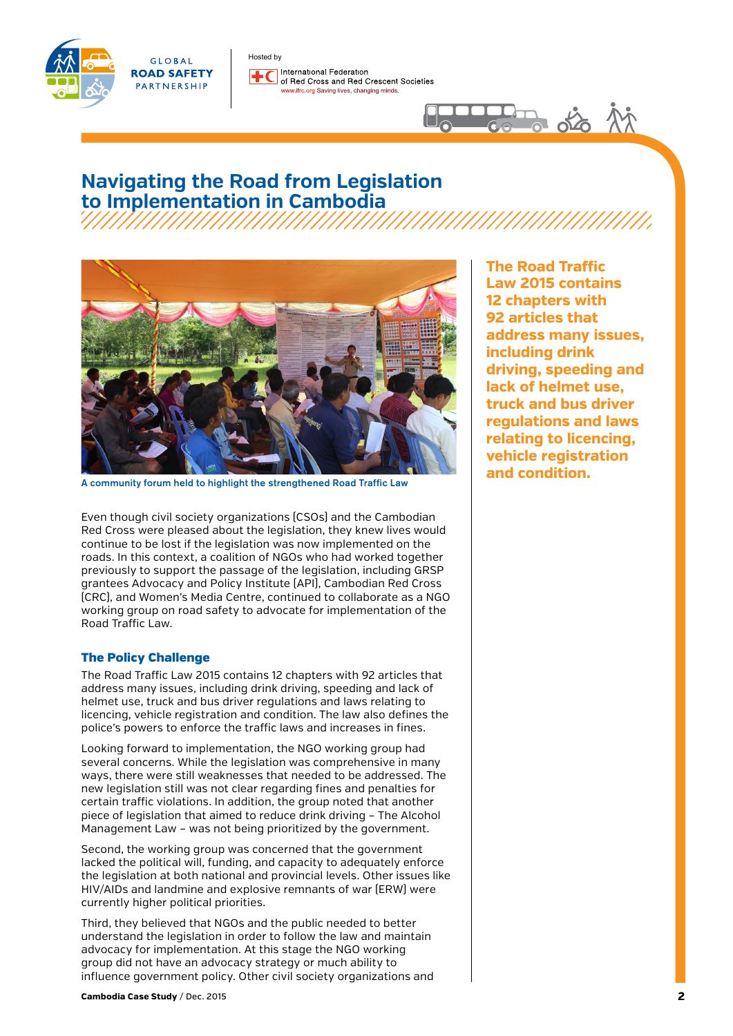# Navigating the Road from Legislation to Implementation in Cambodia

A community forum held to highlight the strengthened Road Traffic Law

**The Road Traffic Law 2015 contains 12 chapters with 92 articles that address many issues, including drink driving, speeding and lack of helmet use, truck and bus driver regulations and laws relating to licencing, vehicle registration and condition.**

Even though civil society organizations (CSOs) and the Cambodian Red Cross were pleased about the legislation, they knew lives would continue to be lost if the legislation was now implemented on the roads. In this context, a coalition of NGOs who had worked together previously to support the passage of the legislation, including GRSP grantees Advocacy and Policy Institute (API), Cambodian Red Cross (CRC), and Women's Media Centre, continued to collaborate as a NGO working group on road safety to advocate for implementation of the Road Traffic Law.

### The Policy Challenge

The Road Traffic Law 2015 contains 12 chapters with 92 articles that address many issues, including drink driving, speeding and lack of helmet use, truck and bus driver regulations and laws relating to licencing, vehicle registration and condition. The law also defines the police's powers to enforce the traffic laws and increases in fines.

Looking forward to implementation, the NGO working group had several concerns. While the legislation was comprehensive in many ways, there were still weaknesses that needed to be addressed. The new legislation still was not clear regarding fines and penalties for certain traffic violations. In addition, the group noted that another piece of legislation that aimed to reduce drink driving – The Alcohol Management Law – was not being prioritized by the government.

Second, the working group was concerned that the government lacked the political will, funding, and capacity to adequately enforce the legislation at both national and provincial levels. Other issues like HIV/AIDs and landmine and explosive remnants of war (ERW) were currently higher political priorities.

Third, they believed that NGOs and the public needed to better understand the legislation in order to follow the law and maintain advocacy for implementation. At this stage the NGO working group did not have an advocacy strategy or much ability to influence government policy. Other civil society organizations and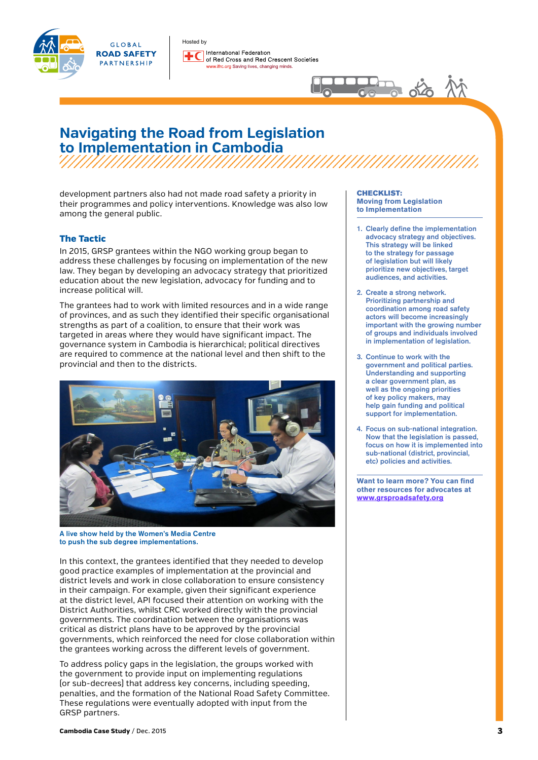# Navigating the Road from Legislation to Implementation in Cambodia

development partners also had not made road safety a priority in their programmes and policy interventions. Knowledge was also low among the general public.

### The Tactic

In 2015, GRSP grantees within the NGO working group began to address these challenges by focusing on implementation of the new law. They began by developing an advocacy strategy that prioritized education about the new legislation, advocacy for funding and to increase political will.

The grantees had to work with limited resources and in a wide range of provinces, and as such they identified their specific organisational strengths as part of a coalition, to ensure that their work was targeted in areas where they would have significant impact. The governance system in Cambodia is hierarchical; political directives are required to commence at the national level and then shift to the provincial and then to the districts.

A live show held by the Women's Media Centre to push the sub degree implementations.

In this context, the grantees identified that they needed to develop good practice examples of implementation at the provincial and district levels and work in close collaboration to ensure consistency in their campaign. For example, given their significant experience at the district level, API focused their attention on working with the District Authorities, whilst CRC worked directly with the provincial governments. The coordination between the organisations was critical as district plans have to be approved by the provincial governments, which reinforced the need for close collaboration within the grantees working across the different levels of government.

To address policy gaps in the legislation, the groups worked with the government to provide input on implementing regulations [or sub-decrees] that address key concerns, including speeding, penalties, and the formation of the National Road Safety Committee. These regulations were eventually adopted with input from the GRSP partners.

**CHECKLIST: Moving from Legislation to Implementation**

1. **Clearly define the implementation advocacy strategy and objectives.** This strategy will be linked to the strategy for passage of legislation but will likely prioritize new objectives, target audiences, and activities.
2. **Create a strong network.** Prioritizing partnership and coordination among road safety actors will become increasingly important with the growing number of groups and individuals involved in implementation of legislation.
3. **Continue to work with the government and political parties.** Understanding and supporting a clear government plan, as well as the ongoing priorities of key policy makers, may help gain funding and political support for implementation.
4. **Focus on sub-national integration.** Now that the legislation is passed, focus on how it is implemented into sub-national (district, provincial, etc) policies and activities.

**Want to learn more? You can find other resources for advocates at [www.grsproadsafety.org](http://www.grsproadsafety.org)**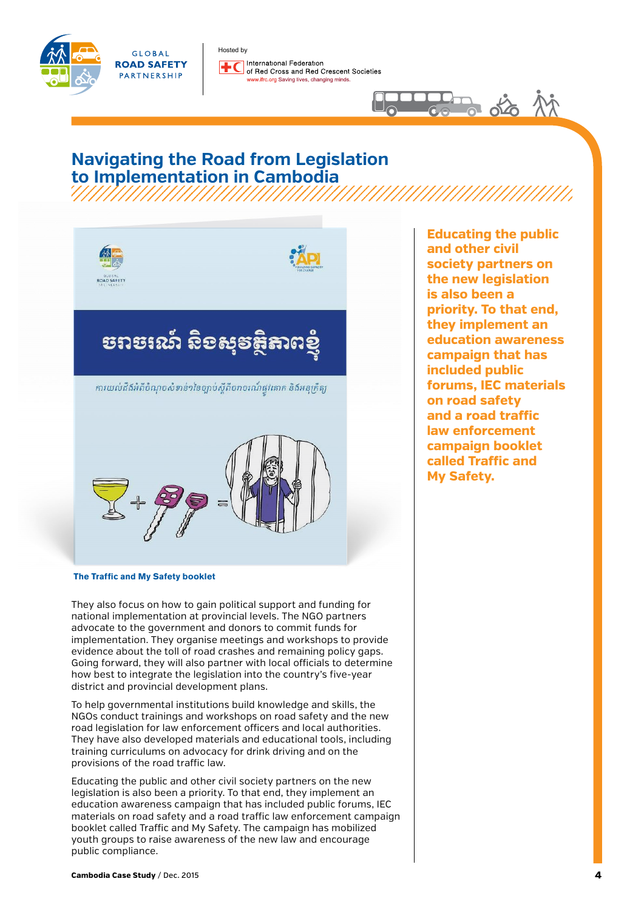# Navigating the Road from Legislation to Implementation in Cambodia

**The Traffic and My Safety booklet**

They also focus on how to gain political support and funding for national implementation at provincial levels. The NGO partners advocate to the government and donors to commit funds for implementation. They organise meetings and workshops to provide evidence about the toll of road crashes and remaining policy gaps. Going forward, they will also partner with local officials to determine how best to integrate the legislation into the country's five-year district and provincial development plans.

To help governmental institutions build knowledge and skills, the NGOs conduct trainings and workshops on road safety and the new road legislation for law enforcement officers and local authorities. They have also developed materials and educational tools, including training curriculums on advocacy for drink driving and on the provisions of the road traffic law.

Educating the public and other civil society partners on the new legislation is also been a priority. To that end, they implement an education awareness campaign that has included public forums, IEC materials on road safety and a road traffic law enforcement campaign booklet called Traffic and My Safety. The campaign has mobilized youth groups to raise awareness of the new law and encourage public compliance.

**Educating the public and other civil society partners on the new legislation is also been a priority. To that end, they implement an education awareness campaign that has included public forums, IEC materials on road safety and a road traffic law enforcement campaign booklet called Traffic and My Safety.**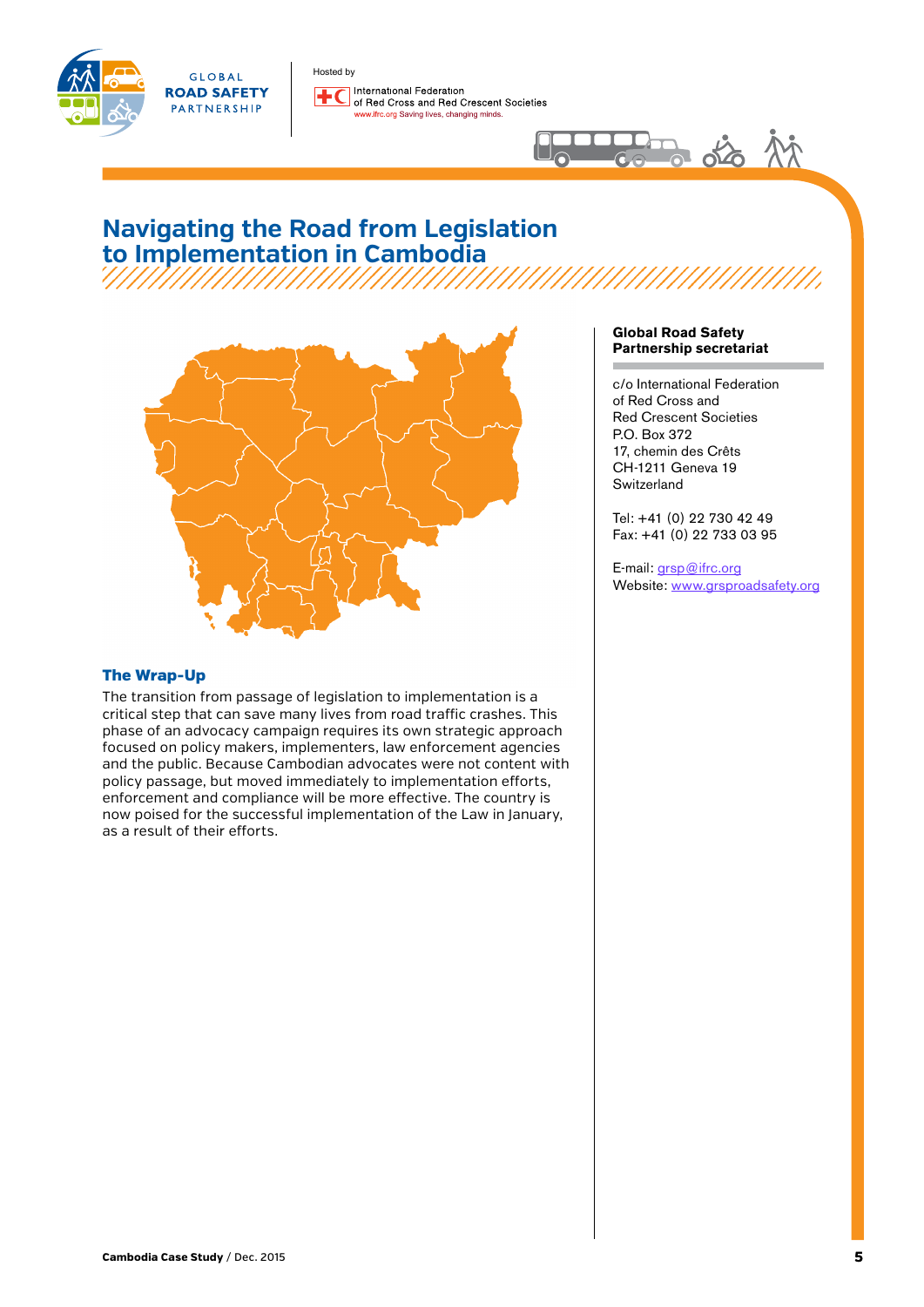# Navigating the Road from Legislation to Implementation in Cambodia

### The Wrap-Up

The transition from passage of legislation to implementation is a critical step that can save many lives from road traffic crashes. This phase of an advocacy campaign requires its own strategic approach focused on policy makers, implementers, law enforcement agencies and the public. Because Cambodian advocates were not content with policy passage, but moved immediately to implementation efforts, enforcement and compliance will be more effective. The country is now poised for the successful implementation of the Law in January, as a result of their efforts.

**Global Road Safety Partnership secretariat**

c/o International Federation of Red Cross and Red Crescent Societies
P.O. Box 372
17, chemin des Crêts
CH-1211 Geneva 19
Switzerland

Tel: +41 (0) 22 730 42 49
Fax: +41 (0) 22 733 03 95

E-mail: grsp@ifrc.org
Website: www.grsproadsafety.org